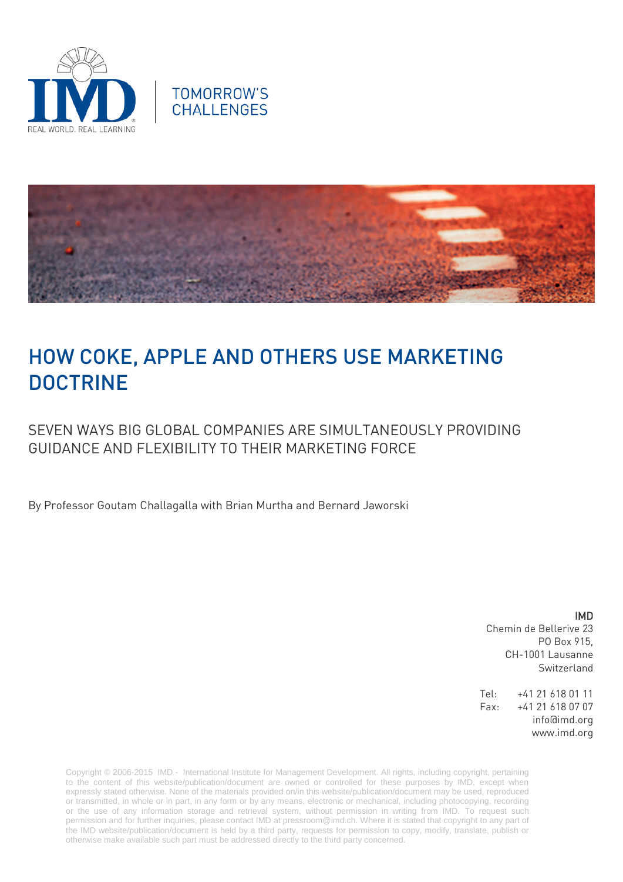REAL WORLD. REAL LEARNING

TOMORROW'S CHALLENGES

# HOW COKE, APPLE AND OTHERS USE MARKETING DOCTRINE

## SEVEN WAYS BIG GLOBAL COMPANIES ARE SIMULTANEOUSLY PROVIDING GUIDANCE AND FLEXIBILITY TO THEIR MARKETING FORCE

By Professor Goutam Challagalla with Brian Murtha and Bernard Jaworski

**IMD**
Chemin de Bellerive 23
PO Box 915,
CH-1001 Lausanne
Switzerland

Tel: +41 21 618 01 11
Fax: +41 21 618 07 07
info@imd.org
www.imd.org

Copyright © 2006-2015 IMD - International Institute for Management Development. All rights, including copyright, pertaining to the content of this website/publication/document are owned or controlled for these purposes by IMD, except when expressly stated otherwise. None of the materials provided on/in this website/publication/document may be used, reproduced or transmitted, in whole or in part, in any form or by any means, electronic or mechanical, including photocopying, recording or the use of any information storage and retrieval system, without permission in writing from IMD. To request such permission and for further inquiries, please contact IMD at pressroom@imd.ch. Where it is stated that copyright to any part of the IMD website/publication/document is held by a third party, requests for permission to copy, modify, translate, publish or otherwise make available such part must be addressed directly to the third party concerned.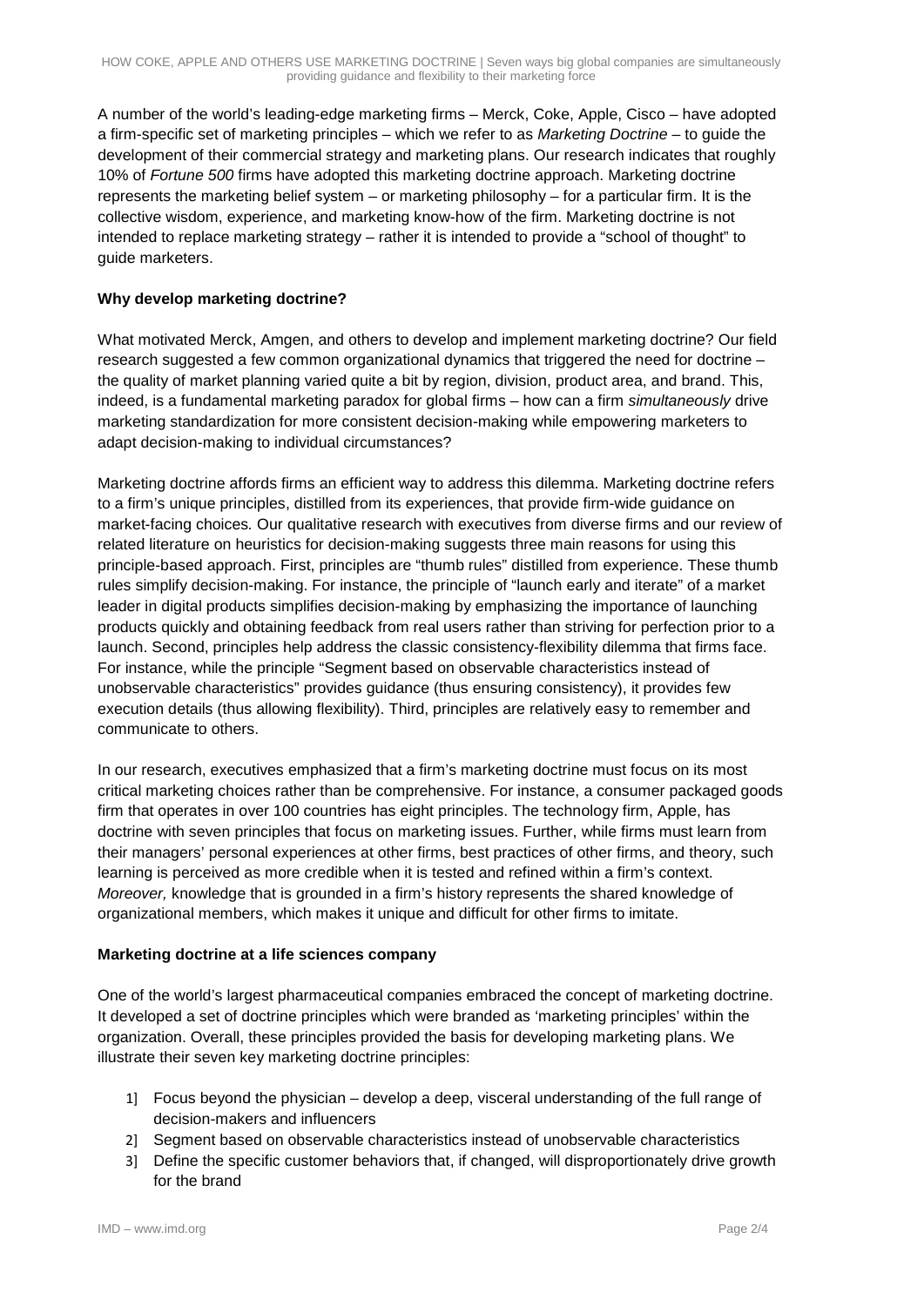A number of the world's leading-edge marketing firms – Merck, Coke, Apple, Cisco – have adopted a firm-specific set of marketing principles – which we refer to as *Marketing Doctrine* – to guide the development of their commercial strategy and marketing plans. Our research indicates that roughly 10% of *Fortune 500* firms have adopted this marketing doctrine approach. Marketing doctrine represents the marketing belief system – or marketing philosophy – for a particular firm. It is the collective wisdom, experience, and marketing know-how of the firm. Marketing doctrine is not intended to replace marketing strategy – rather it is intended to provide a "school of thought" to guide marketers.

**Why develop marketing doctrine?**

What motivated Merck, Amgen, and others to develop and implement marketing doctrine? Our field research suggested a few common organizational dynamics that triggered the need for doctrine – the quality of market planning varied quite a bit by region, division, product area, and brand. This, indeed, is a fundamental marketing paradox for global firms – how can a firm *simultaneously* drive marketing standardization for more consistent decision-making while empowering marketers to adapt decision-making to individual circumstances?

Marketing doctrine affords firms an efficient way to address this dilemma. Marketing doctrine refers to a firm's unique principles, distilled from its experiences, that provide firm-wide guidance on market-facing choices. Our qualitative research with executives from diverse firms and our review of related literature on heuristics for decision-making suggests three main reasons for using this principle-based approach. First, principles are "thumb rules" distilled from experience. These thumb rules simplify decision-making. For instance, the principle of "launch early and iterate" of a market leader in digital products simplifies decision-making by emphasizing the importance of launching products quickly and obtaining feedback from real users rather than striving for perfection prior to a launch. Second, principles help address the classic consistency-flexibility dilemma that firms face. For instance, while the principle "Segment based on observable characteristics instead of unobservable characteristics" provides guidance (thus ensuring consistency), it provides few execution details (thus allowing flexibility). Third, principles are relatively easy to remember and communicate to others.

In our research, executives emphasized that a firm's marketing doctrine must focus on its most critical marketing choices rather than be comprehensive. For instance, a consumer packaged goods firm that operates in over 100 countries has eight principles. The technology firm, Apple, has doctrine with seven principles that focus on marketing issues. Further, while firms must learn from their managers' personal experiences at other firms, best practices of other firms, and theory, such learning is perceived as more credible when it is tested and refined within a firm's context. *Moreover,* knowledge that is grounded in a firm's history represents the shared knowledge of organizational members, which makes it unique and difficult for other firms to imitate.

**Marketing doctrine at a life sciences company**

One of the world's largest pharmaceutical companies embraced the concept of marketing doctrine. It developed a set of doctrine principles which were branded as 'marketing principles' within the organization. Overall, these principles provided the basis for developing marketing plans. We illustrate their seven key marketing doctrine principles:

1] Focus beyond the physician – develop a deep, visceral understanding of the full range of decision-makers and influencers
2] Segment based on observable characteristics instead of unobservable characteristics
3] Define the specific customer behaviors that, if changed, will disproportionately drive growth for the brand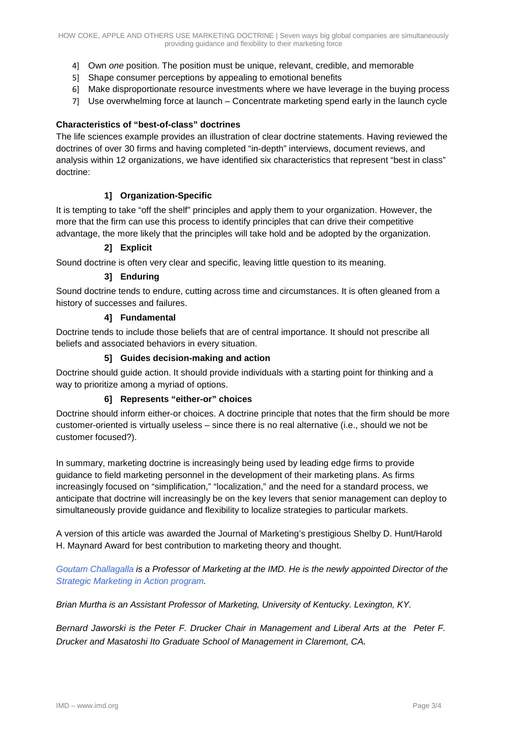4] Own *one* position. The position must be unique, relevant, credible, and memorable
5] Shape consumer perceptions by appealing to emotional benefits
6] Make disproportionate resource investments where we have leverage in the buying process
7] Use overwhelming force at launch – Concentrate marketing spend early in the launch cycle

**Characteristics of "best-of-class" doctrines**

The life sciences example provides an illustration of clear doctrine statements. Having reviewed the doctrines of over 30 firms and having completed "in-depth" interviews, document reviews, and analysis within 12 organizations, we have identified six characteristics that represent "best in class" doctrine:

**1] Organization-Specific**

It is tempting to take "off the shelf" principles and apply them to your organization. However, the more that the firm can use this process to identify principles that can drive their competitive advantage, the more likely that the principles will take hold and be adopted by the organization.

**2] Explicit**

Sound doctrine is often very clear and specific, leaving little question to its meaning.

**3] Enduring**

Sound doctrine tends to endure, cutting across time and circumstances. It is often gleaned from a history of successes and failures.

**4] Fundamental**

Doctrine tends to include those beliefs that are of central importance. It should not prescribe all beliefs and associated behaviors in every situation.

**5] Guides decision-making and action**

Doctrine should guide action. It should provide individuals with a starting point for thinking and a way to prioritize among a myriad of options.

**6] Represents "either-or" choices**

Doctrine should inform either-or choices. A doctrine principle that notes that the firm should be more customer-oriented is virtually useless – since there is no real alternative (i.e., should we not be customer focused?).

In summary, marketing doctrine is increasingly being used by leading edge firms to provide guidance to field marketing personnel in the development of their marketing plans. As firms increasingly focused on "simplification," "localization," and the need for a standard process, we anticipate that doctrine will increasingly be on the key levers that senior management can deploy to simultaneously provide guidance and flexibility to localize strategies to particular markets.

A version of this article was awarded the Journal of Marketing's prestigious Shelby D. Hunt/Harold H. Maynard Award for best contribution to marketing theory and thought.

*Goutam Challagalla is a Professor of Marketing at the IMD. He is the newly appointed Director of the Strategic Marketing in Action program.*

*Brian Murtha is an Assistant Professor of Marketing, University of Kentucky. Lexington, KY.*

*Bernard Jaworski is the Peter F. Drucker Chair in Management and Liberal Arts at the Peter F. Drucker and Masatoshi Ito Graduate School of Management in Claremont, CA.*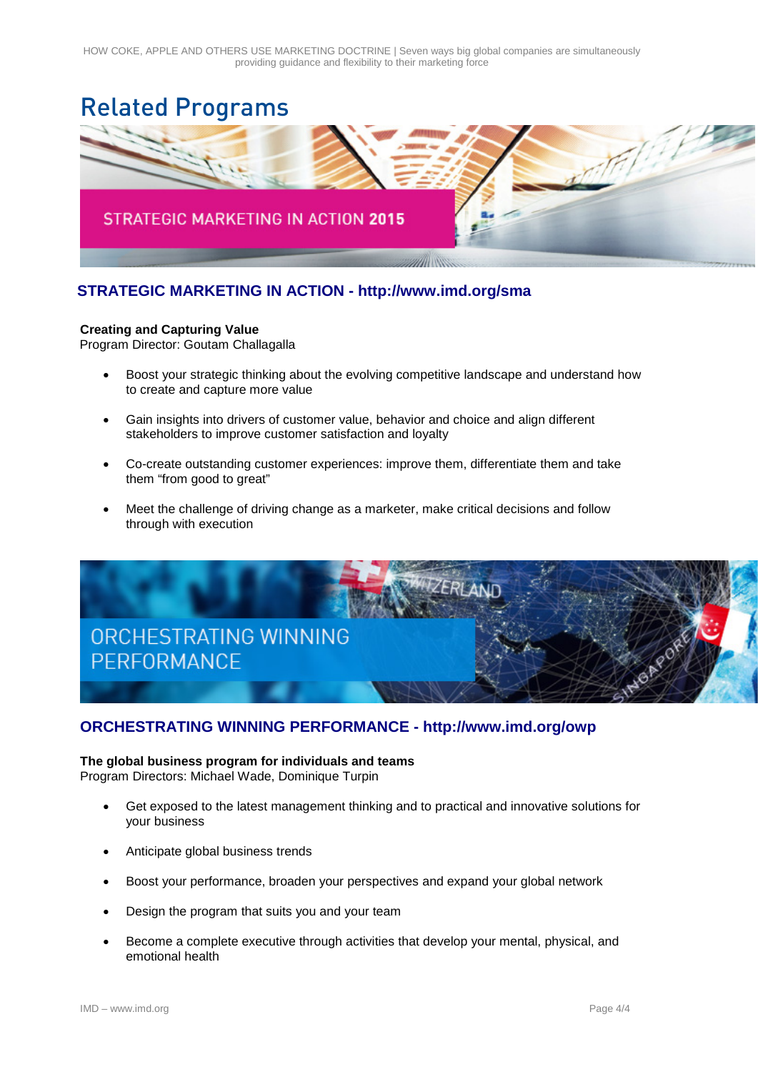# Related Programs

STRATEGIC MARKETING IN ACTION **2015**

## STRATEGIC MARKETING IN ACTION - http://www.imd.org/sma

**Creating and Capturing Value**
Program Director: Goutam Challagalla

- Boost your strategic thinking about the evolving competitive landscape and understand how to create and capture more value
- Gain insights into drivers of customer value, behavior and choice and align different stakeholders to improve customer satisfaction and loyalty
- Co-create outstanding customer experiences: improve them, differentiate them and take them “from good to great”
- Meet the challenge of driving change as a marketer, make critical decisions and follow through with execution

ORCHESTRATING WINNING PERFORMANCE

## ORCHESTRATING WINNING PERFORMANCE - http://www.imd.org/owp

**The global business program for individuals and teams**
Program Directors: Michael Wade, Dominique Turpin

- Get exposed to the latest management thinking and to practical and innovative solutions for your business
- Anticipate global business trends
- Boost your performance, broaden your perspectives and expand your global network
- Design the program that suits you and your team
- Become a complete executive through activities that develop your mental, physical, and emotional health